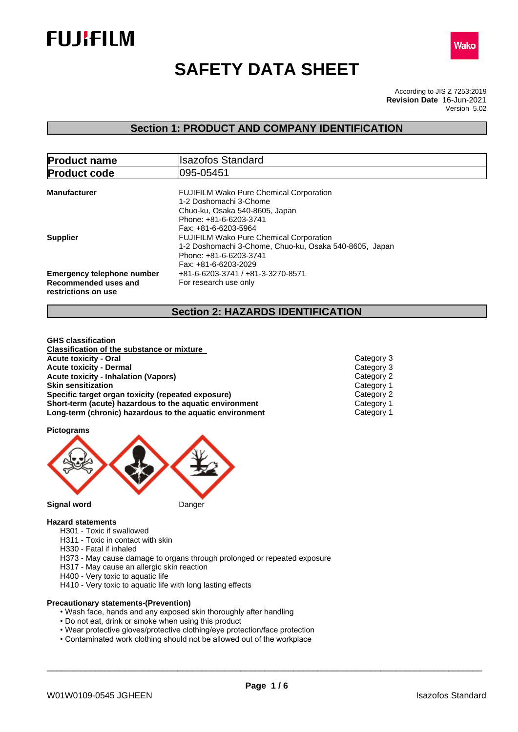FUJIFILM

Wako

# SAFETY DATA SHEET

According to JIS Z 7253:2019
**Revision Date** 16-Jun-2021
Version 5.02

## Section 1: PRODUCT AND COMPANY IDENTIFICATION

| **Product name** | Isazofos Standard |
|---|---|
| **Product code** | 095-05451 |

**Manufacturer**
FUJIFILM Wako Pure Chemical Corporation
1-2 Doshomachi 3-Chome
Chuo-ku, Osaka 540-8605, Japan
Phone: +81-6-6203-3741
Fax: +81-6-6203-5964

**Supplier**
FUJIFILM Wako Pure Chemical Corporation
1-2 Doshomachi 3-Chome, Chuo-ku, Osaka 540-8605, Japan
Phone: +81-6-6203-3741
Fax: +81-6-6203-2029

**Emergency telephone number** +81-6-6203-3741 / +81-3-3270-8571

**Recommended uses and restrictions on use** For research use only

## Section 2: HAZARDS IDENTIFICATION

**GHS classification**

**Classification of the substance or mixture**

| | |
|---|---|
| **Acute toxicity - Oral** | Category 3 |
| **Acute toxicity - Dermal** | Category 3 |
| **Acute toxicity - Inhalation (Vapors)** | Category 2 |
| **Skin sensitization** | Category 1 |
| **Specific target organ toxicity (repeated exposure)** | Category 2 |
| **Short-term (acute) hazardous to the aquatic environment** | Category 1 |
| **Long-term (chronic) hazardous to the aquatic environment** | Category 1 |

**Pictograms**

**Signal word** Danger

**Hazard statements**

- H301 - Toxic if swallowed
- H311 - Toxic in contact with skin
- H330 - Fatal if inhaled
- H373 - May cause damage to organs through prolonged or repeated exposure
- H317 - May cause an allergic skin reaction
- H400 - Very toxic to aquatic life
- H410 - Very toxic to aquatic life with long lasting effects

**Precautionary statements-(Prevention)**

- Wash face, hands and any exposed skin thoroughly after handling
- Do not eat, drink or smoke when using this product
- Wear protective gloves/protective clothing/eye protection/face protection
- Contaminated work clothing should not be allowed out of the workplace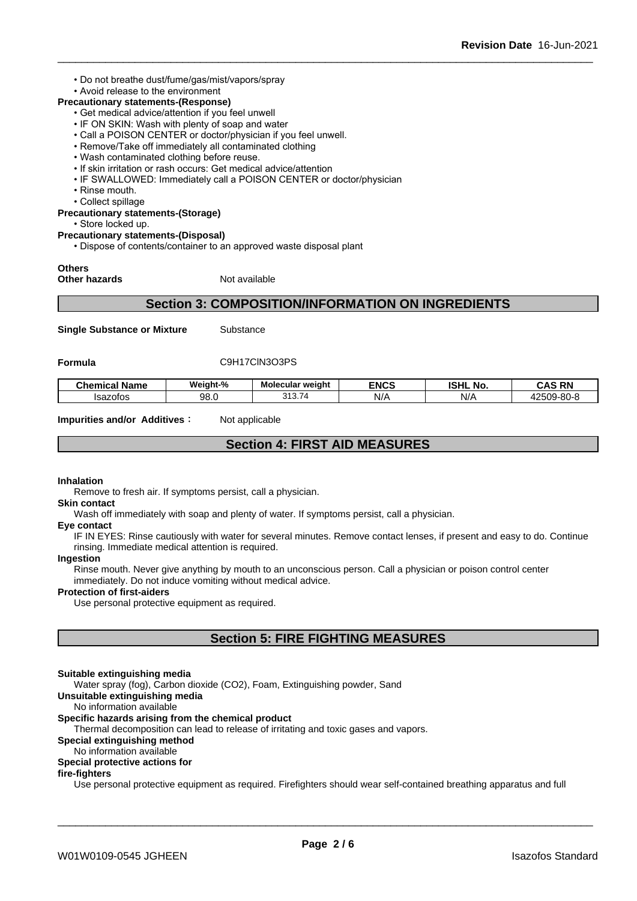• Do not breathe dust/fume/gas/mist/vapors/spray
• Avoid release to the environment

**Precautionary statements-(Response)**

• Get medical advice/attention if you feel unwell
• IF ON SKIN: Wash with plenty of soap and water
• Call a POISON CENTER or doctor/physician if you feel unwell.
• Remove/Take off immediately all contaminated clothing
• Wash contaminated clothing before reuse.
• If skin irritation or rash occurs: Get medical advice/attention
• IF SWALLOWED: Immediately call a POISON CENTER or doctor/physician
• Rinse mouth.
• Collect spillage

**Precautionary statements-(Storage)**

• Store locked up.

**Precautionary statements-(Disposal)**

• Dispose of contents/container to an approved waste disposal plant

**Others**

**Other hazards** Not available

## Section 3: COMPOSITION/INFORMATION ON INGREDIENTS

**Single Substance or Mixture** Substance

**Formula** C9H17ClN3O3PS

| Chemical Name | Weight-% | Molecular weight | ENCS | ISHL No. | CAS RN |
|---|---|---|---|---|---|
| Isazofos | 98.0 | 313.74 | N/A | N/A | 42509-80-8 |

**Impurities and/or Additives**： Not applicable

## Section 4: FIRST AID MEASURES

**Inhalation**

Remove to fresh air. If symptoms persist, call a physician.

**Skin contact**

Wash off immediately with soap and plenty of water. If symptoms persist, call a physician.

**Eye contact**

IF IN EYES: Rinse cautiously with water for several minutes. Remove contact lenses, if present and easy to do. Continue rinsing. Immediate medical attention is required.

**Ingestion**

Rinse mouth. Never give anything by mouth to an unconscious person. Call a physician or poison control center immediately. Do not induce vomiting without medical advice.

**Protection of first-aiders**

Use personal protective equipment as required.

## Section 5: FIRE FIGHTING MEASURES

**Suitable extinguishing media**

Water spray (fog), Carbon dioxide (CO2), Foam, Extinguishing powder, Sand

**Unsuitable extinguishing media**

No information available

**Specific hazards arising from the chemical product**

Thermal decomposition can lead to release of irritating and toxic gases and vapors.

**Special extinguishing method**

No information available

**Special protective actions for fire-fighters**

Use personal protective equipment as required. Firefighters should wear self-contained breathing apparatus and full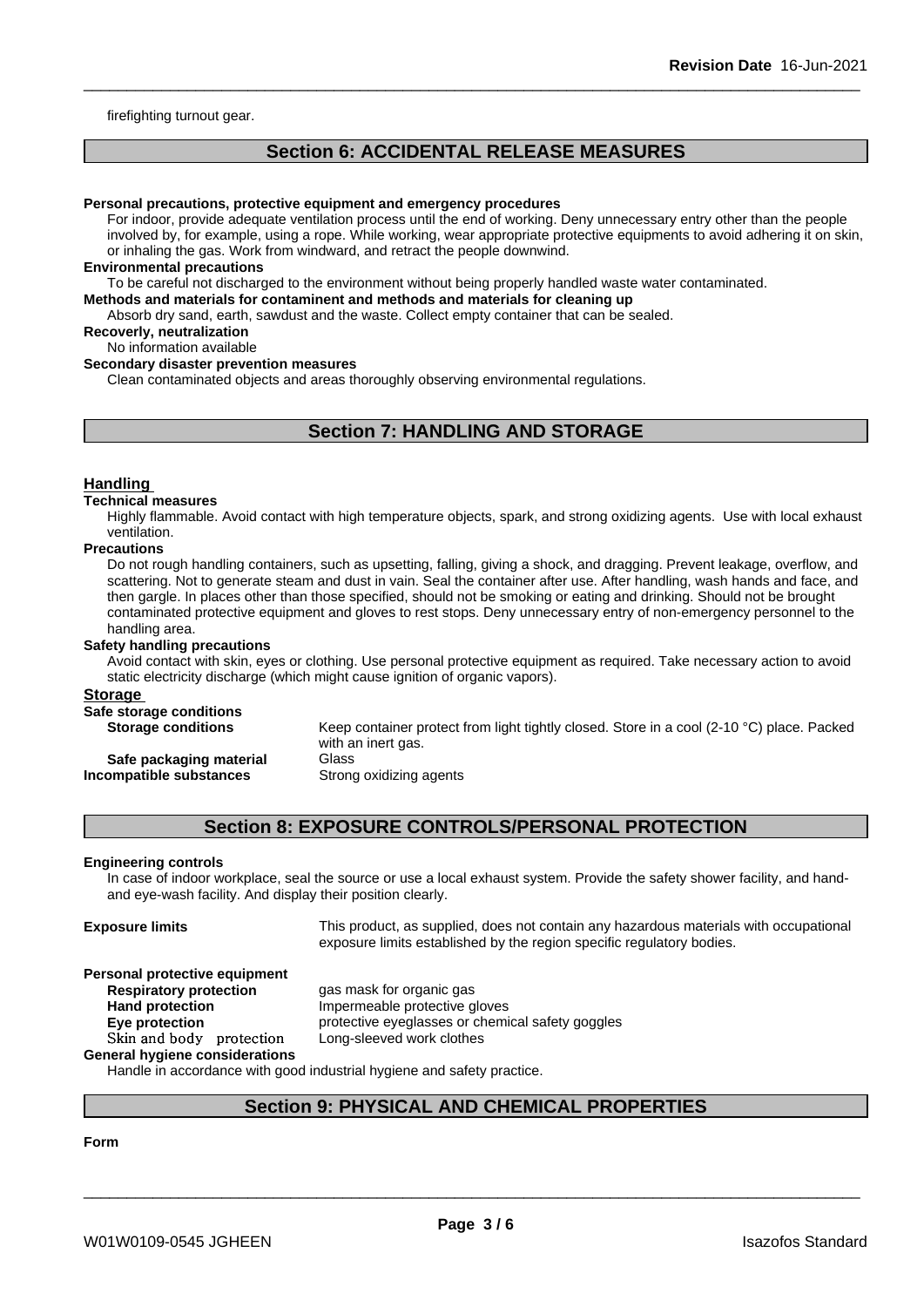firefighting turnout gear.

## Section 6: ACCIDENTAL RELEASE MEASURES

**Personal precautions, protective equipment and emergency procedures**

For indoor, provide adequate ventilation process until the end of working. Deny unnecessary entry other than the people involved by, for example, using a rope. While working, wear appropriate protective equipments to avoid adhering it on skin, or inhaling the gas. Work from windward, and retract the people downwind.

**Environmental precautions**

To be careful not discharged to the environment without being properly handled waste water contaminated.

**Methods and materials for contaminent and methods and materials for cleaning up**

Absorb dry sand, earth, sawdust and the waste. Collect empty container that can be sealed.

**Recoverly, neutralization**

No information available

**Secondary disaster prevention measures**

Clean contaminated objects and areas thoroughly observing environmental regulations.

## Section 7: HANDLING AND STORAGE

### Handling

**Technical measures**

Highly flammable. Avoid contact with high temperature objects, spark, and strong oxidizing agents. Use with local exhaust ventilation.

**Precautions**

Do not rough handling containers, such as upsetting, falling, giving a shock, and dragging. Prevent leakage, overflow, and scattering. Not to generate steam and dust in vain. Seal the container after use. After handling, wash hands and face, and then gargle. In places other than those specified, should not be smoking or eating and drinking. Should not be brought contaminated protective equipment and gloves to rest stops. Deny unnecessary entry of non-emergency personnel to the handling area.

**Safety handling precautions**

Avoid contact with skin, eyes or clothing. Use personal protective equipment as required. Take necessary action to avoid static electricity discharge (which might cause ignition of organic vapors).

### Storage

**Safe storage conditions**

**Storage conditions** Keep container protect from light tightly closed. Store in a cool (2-10 °C) place. Packed with an inert gas.

**Safe packaging material** Glass

**Incompatible substances** Strong oxidizing agents

## Section 8: EXPOSURE CONTROLS/PERSONAL PROTECTION

**Engineering controls**

In case of indoor workplace, seal the source or use a local exhaust system. Provide the safety shower facility, and hand- and eye-wash facility. And display their position clearly.

**Exposure limits** This product, as supplied, does not contain any hazardous materials with occupational exposure limits established by the region specific regulatory bodies.

**Personal protective equipment**

**Respiratory protection** gas mask for organic gas

**Hand protection** Impermeable protective gloves

**Eye protection** protective eyeglasses or chemical safety goggles

**Skin and body protection** Long-sleeved work clothes

**General hygiene considerations**

Handle in accordance with good industrial hygiene and safety practice.

## Section 9: PHYSICAL AND CHEMICAL PROPERTIES

**Form**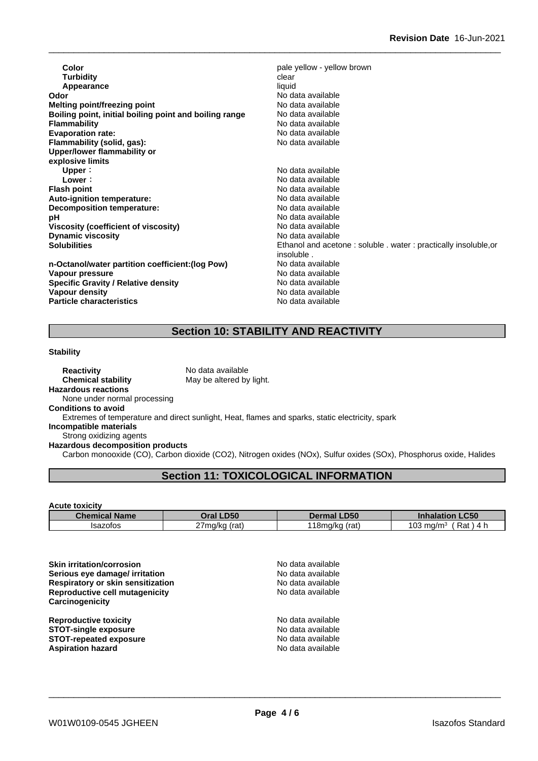| | |
|---|---|
| **Color** | pale yellow - yellow brown |
| **Turbidity** | clear |
| **Appearance** | liquid |
| **Odor** | No data available |
| **Melting point/freezing point** | No data available |
| **Boiling point, initial boiling point and boiling range** | No data available |
| **Flammability** | No data available |
| **Evaporation rate:** | No data available |
| **Flammability (solid, gas):** | No data available |
| **Upper/lower flammability or explosive limits** | |
| **Upper**： | No data available |
| **Lower**： | No data available |
| **Flash point** | No data available |
| **Auto-ignition temperature:** | No data available |
| **Decomposition temperature:** | No data available |
| **pH** | No data available |
| **Viscosity (coefficient of viscosity)** | No data available |
| **Dynamic viscosity** | No data available |
| **Solubilities** | Ethanol and acetone : soluble . water : practically insoluble,or insoluble . |
| **n-Octanol/water partition coefficient:(log Pow)** | No data available |
| **Vapour pressure** | No data available |
| **Specific Gravity / Relative density** | No data available |
| **Vapour density** | No data available |
| **Particle characteristics** | No data available |

## Section 10: STABILITY AND REACTIVITY

**Stability**

**Reactivity** No data available
**Chemical stability** May be altered by light.

**Hazardous reactions**
None under normal processing

**Conditions to avoid**
Extremes of temperature and direct sunlight, Heat, flames and sparks, static electricity, spark

**Incompatible materials**
Strong oxidizing agents

**Hazardous decomposition products**
Carbon monooxide (CO), Carbon dioxide ($CO_2$), Nitrogen oxides ($NO_x$), Sulfur oxides ($SO_x$), Phosphorus oxide, Halides

## Section 11: TOXICOLOGICAL INFORMATION

**Acute toxicity**

| Chemical Name | Oral LD50 | Dermal LD50 | Inhalation LC50 |
|---|---|---|---|
| Isazofos | 27mg/kg (rat) | 118mg/kg (rat) | 103 mg/m³ ( Rat ) 4 h |

| | |
|---|---|
| **Skin irritation/corrosion** | No data available |
| **Serious eye damage/ irritation** | No data available |
| **Respiratory or skin sensitization** | No data available |
| **Reproductive cell mutagenicity** | No data available |
| **Carcinogenicity** | |
| **Reproductive toxicity** | No data available |
| **STOT-single exposure** | No data available |
| **STOT-repeated exposure** | No data available |
| **Aspiration hazard** | No data available |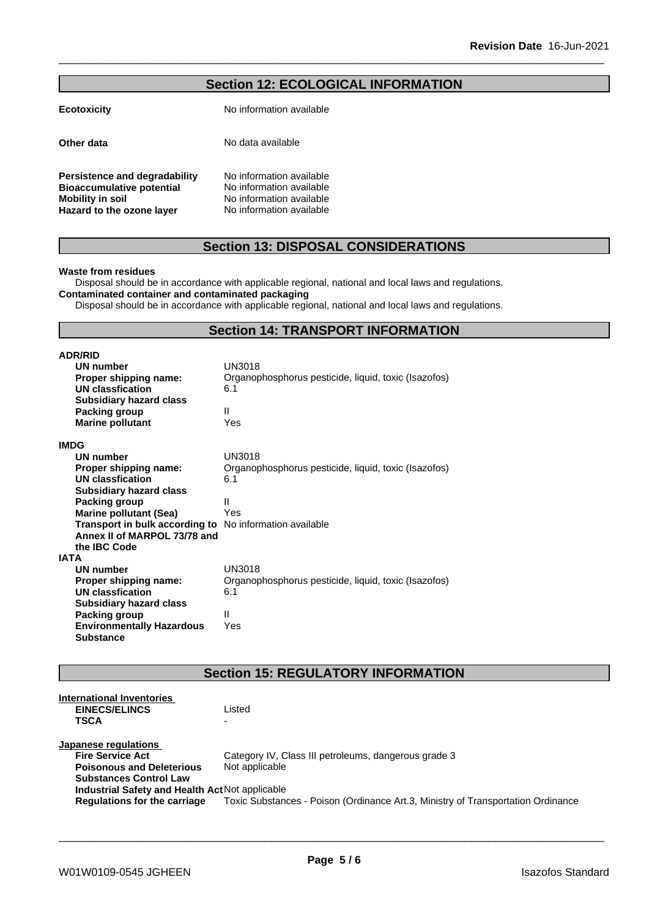## Section 12: ECOLOGICAL INFORMATION

| | |
|---|---|
| **Ecotoxicity** | No information available |
| **Other data** | No data available |
| **Persistence and degradability** | No information available |
| **Bioaccumulative potential** | No information available |
| **Mobility in soil** | No information available |
| **Hazard to the ozone layer** | No information available |

## Section 13: DISPOSAL CONSIDERATIONS

**Waste from residues**

Disposal should be in accordance with applicable regional, national and local laws and regulations.

**Contaminated container and contaminated packaging**

Disposal should be in accordance with applicable regional, national and local laws and regulations.

## Section 14: TRANSPORT INFORMATION

**ADR/RID**

| | |
|---|---|
| **UN number** | UN3018 |
| **Proper shipping name:** | Organophosphorus pesticide, liquid, toxic (Isazofos) |
| **UN classfication** | 6.1 |
| **Subsidiary hazard class** | |
| **Packing group** | II |
| **Marine pollutant** | Yes |

**IMDG**

| | |
|---|---|
| **UN number** | UN3018 |
| **Proper shipping name:** | Organophosphorus pesticide, liquid, toxic (Isazofos) |
| **UN classfication** | 6.1 |
| **Subsidiary hazard class** | |
| **Packing group** | II |
| **Marine pollutant (Sea)** | Yes |
| **Transport in bulk according to Annex II of MARPOL 73/78 and the IBC Code** | No information available |

**IATA**

| | |
|---|---|
| **UN number** | UN3018 |
| **Proper shipping name:** | Organophosphorus pesticide, liquid, toxic (Isazofos) |
| **UN classfication** | 6.1 |
| **Subsidiary hazard class** | |
| **Packing group** | II |
| **Environmentally Hazardous Substance** | Yes |

## Section 15: REGULATORY INFORMATION

**International Inventories**

| | |
|---|---|
| **EINECS/ELINCS** | Listed |
| **TSCA** | - |

**Japanese regulations**

| | |
|---|---|
| **Fire Service Act** | Category IV, Class III petroleums, dangerous grade 3 |
| **Poisonous and Deleterious Substances Control Law** | Not applicable |
| **Industrial Safety and Health Act** | Not applicable |
| **Regulations for the carriage** | Toxic Substances - Poison (Ordinance Art.3, Ministry of Transportation Ordinance |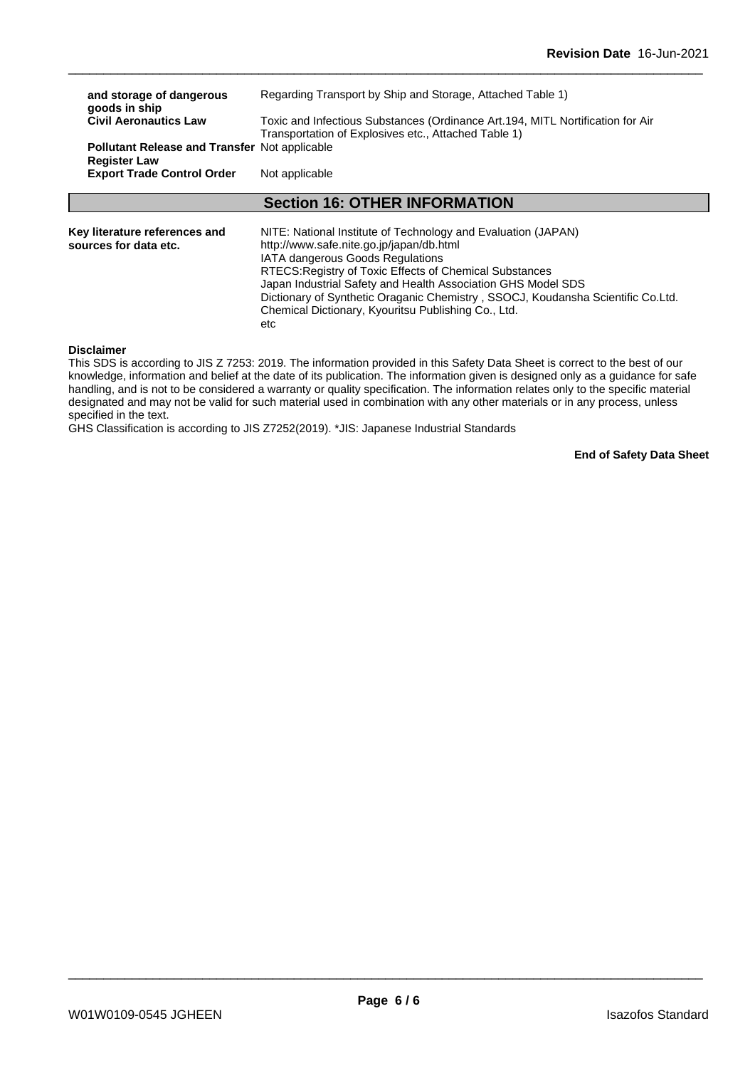| | |
|---|---|
| **and storage of dangerous goods in ship** | Regarding Transport by Ship and Storage, Attached Table 1) |
| **Civil Aeronautics Law** | Toxic and Infectious Substances (Ordinance Art.194, MITL Nortification for Air Transportation of Explosives etc., Attached Table 1) |
| **Pollutant Release and Transfer Register Law** | Not applicable |
| **Export Trade Control Order** | Not applicable |

## Section 16: OTHER INFORMATION

| | |
|---|---|
| **Key literature references and sources for data etc.** | NITE: National Institute of Technology and Evaluation (JAPAN)<br>http://www.safe.nite.go.jp/japan/db.html<br>IATA dangerous Goods Regulations<br>RTECS:Registry of Toxic Effects of Chemical Substances<br>Japan Industrial Safety and Health Association GHS Model SDS<br>Dictionary of Synthetic Oraganic Chemistry , SSOCJ, Koudansha Scientific Co.Ltd.<br>Chemical Dictionary, Kyouritsu Publishing Co., Ltd.<br>etc |

**Disclaimer**

This SDS is according to JIS Z 7253: 2019. The information provided in this Safety Data Sheet is correct to the best of our knowledge, information and belief at the date of its publication. The information given is designed only as a guidance for safe handling, and is not to be considered a warranty or quality specification. The information relates only to the specific material designated and may not be valid for such material used in combination with any other materials or in any process, unless specified in the text.

GHS Classification is according to JIS Z7252(2019). *JIS: Japanese Industrial Standards

**End of Safety Data Sheet**